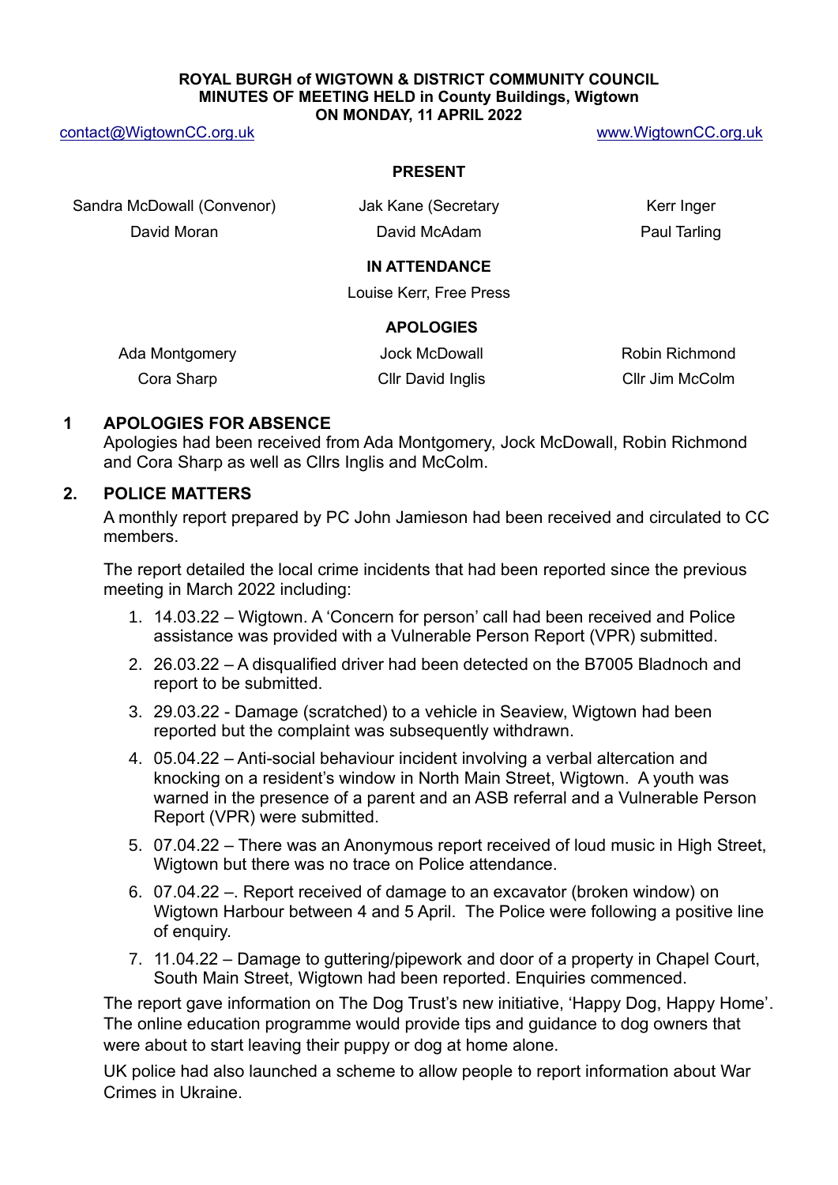**ROYAL BURGH of WIGTOWN & DISTRICT COMMUNITY COUNCIL**
**MINUTES OF MEETING HELD in County Buildings, Wigtown**
**ON MONDAY, 11 APRIL 2022**

contact@WigtownCC.org.uk www.WigtownCC.org.uk

**PRESENT**

| | | |
|---|---|---|
| Sandra McDowall (Convenor) | Jak Kane (Secretary | Kerr Inger |
| David Moran | David McAdam | Paul Tarling |

**IN ATTENDANCE**

Louise Kerr, Free Press

**APOLOGIES**

| | | |
|---|---|---|
| Ada Montgomery | Jock McDowall | Robin Richmond |
| Cora Sharp | Cllr David Inglis | Cllr Jim McColm |

## 1 APOLOGIES FOR ABSENCE

Apologies had been received from Ada Montgomery, Jock McDowall, Robin Richmond and Cora Sharp as well as Cllrs Inglis and McColm.

## 2. POLICE MATTERS

A monthly report prepared by PC John Jamieson had been received and circulated to CC members.

The report detailed the local crime incidents that had been reported since the previous meeting in March 2022 including:

1. 14.03.22 – Wigtown. A 'Concern for person' call had been received and Police assistance was provided with a Vulnerable Person Report (VPR) submitted.
2. 26.03.22 – A disqualified driver had been detected on the B7005 Bladnoch and report to be submitted.
3. 29.03.22 - Damage (scratched) to a vehicle in Seaview, Wigtown had been reported but the complaint was subsequently withdrawn.
4. 05.04.22 – Anti-social behaviour incident involving a verbal altercation and knocking on a resident's window in North Main Street, Wigtown. A youth was warned in the presence of a parent and an ASB referral and a Vulnerable Person Report (VPR) were submitted.
5. 07.04.22 – There was an Anonymous report received of loud music in High Street, Wigtown but there was no trace on Police attendance.
6. 07.04.22 –. Report received of damage to an excavator (broken window) on Wigtown Harbour between 4 and 5 April. The Police were following a positive line of enquiry.
7. 11.04.22 – Damage to guttering/pipework and door of a property in Chapel Court, South Main Street, Wigtown had been reported. Enquiries commenced.

The report gave information on The Dog Trust's new initiative, 'Happy Dog, Happy Home'. The online education programme would provide tips and guidance to dog owners that were about to start leaving their puppy or dog at home alone.

UK police had also launched a scheme to allow people to report information about War Crimes in Ukraine.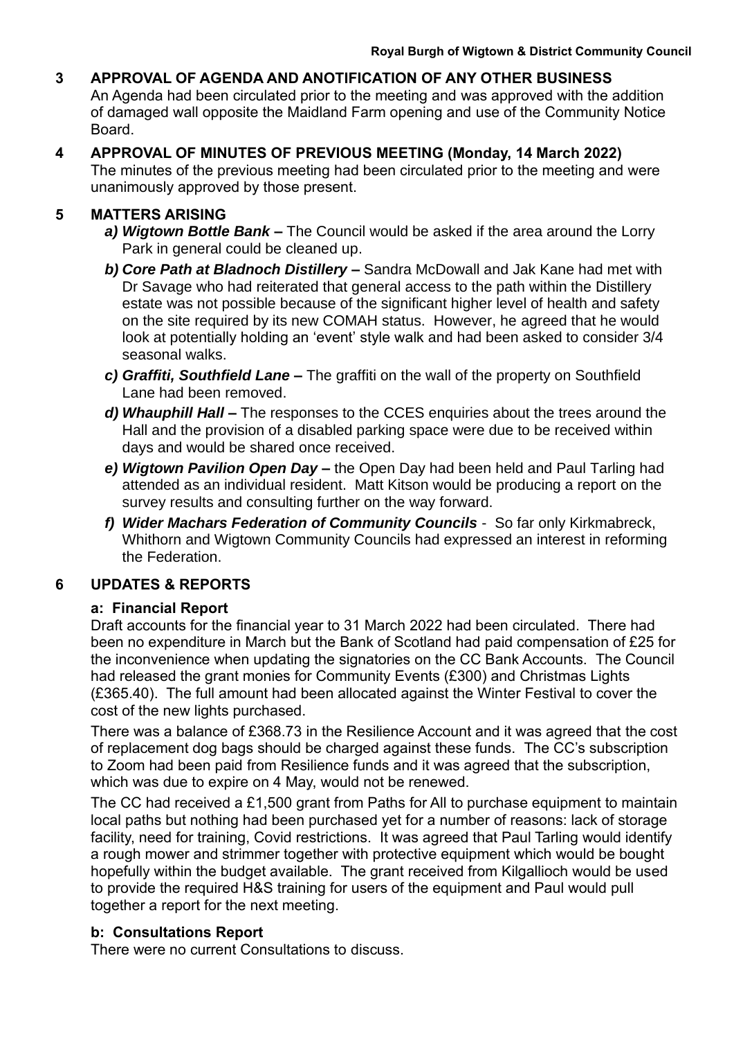## 3 APPROVAL OF AGENDA AND ANOTIFICATION OF ANY OTHER BUSINESS

An Agenda had been circulated prior to the meeting and was approved with the addition of damaged wall opposite the Maidland Farm opening and use of the Community Notice Board.

## 4 APPROVAL OF MINUTES OF PREVIOUS MEETING (Monday, 14 March 2022)

The minutes of the previous meeting had been circulated prior to the meeting and were unanimously approved by those present.

## 5 MATTERS ARISING

- ***a) Wigtown Bottle Bank*** **–** The Council would be asked if the area around the Lorry Park in general could be cleaned up.
- ***b) Core Path at Bladnoch Distillery*** **–** Sandra McDowall and Jak Kane had met with Dr Savage who had reiterated that general access to the path within the Distillery estate was not possible because of the significant higher level of health and safety on the site required by its new COMAH status. However, he agreed that he would look at potentially holding an 'event' style walk and had been asked to consider 3/4 seasonal walks.
- ***c) Graffiti, Southfield Lane*** **–** The graffiti on the wall of the property on Southfield Lane had been removed.
- ***d) Whauphill Hall*** **–** The responses to the CCES enquiries about the trees around the Hall and the provision of a disabled parking space were due to be received within days and would be shared once received.
- ***e) Wigtown Pavilion Open Day*** **–** the Open Day had been held and Paul Tarling had attended as an individual resident. Matt Kitson would be producing a report on the survey results and consulting further on the way forward.
- ***f) Wider Machars Federation of Community Councils*** - So far only Kirkmabreck, Whithorn and Wigtown Community Councils had expressed an interest in reforming the Federation.

## 6 UPDATES & REPORTS

### a: Financial Report

Draft accounts for the financial year to 31 March 2022 had been circulated. There had been no expenditure in March but the Bank of Scotland had paid compensation of £25 for the inconvenience when updating the signatories on the CC Bank Accounts. The Council had released the grant monies for Community Events (£300) and Christmas Lights (£365.40). The full amount had been allocated against the Winter Festival to cover the cost of the new lights purchased.

There was a balance of £368.73 in the Resilience Account and it was agreed that the cost of replacement dog bags should be charged against these funds. The CC's subscription to Zoom had been paid from Resilience funds and it was agreed that the subscription, which was due to expire on 4 May, would not be renewed.

The CC had received a £1,500 grant from Paths for All to purchase equipment to maintain local paths but nothing had been purchased yet for a number of reasons: lack of storage facility, need for training, Covid restrictions. It was agreed that Paul Tarling would identify a rough mower and strimmer together with protective equipment which would be bought hopefully within the budget available. The grant received from Kilgallioch would be used to provide the required H&S training for users of the equipment and Paul would pull together a report for the next meeting.

### b: Consultations Report

There were no current Consultations to discuss.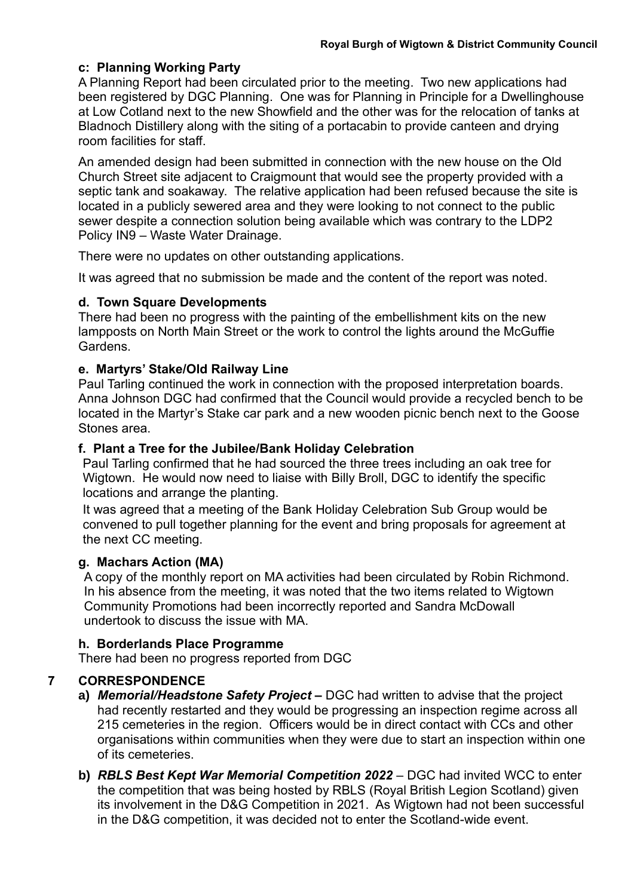### c: Planning Working Party

A Planning Report had been circulated prior to the meeting. Two new applications had been registered by DGC Planning. One was for Planning in Principle for a Dwellinghouse at Low Cotland next to the new Showfield and the other was for the relocation of tanks at Bladnoch Distillery along with the siting of a portacabin to provide canteen and drying room facilities for staff.

An amended design had been submitted in connection with the new house on the Old Church Street site adjacent to Craigmount that would see the property provided with a septic tank and soakaway. The relative application had been refused because the site is located in a publicly sewered area and they were looking to not connect to the public sewer despite a connection solution being available which was contrary to the LDP2 Policy IN9 – Waste Water Drainage.

There were no updates on other outstanding applications.

It was agreed that no submission be made and the content of the report was noted.

### d. Town Square Developments

There had been no progress with the painting of the embellishment kits on the new lampposts on North Main Street or the work to control the lights around the McGuffie Gardens.

### e. Martyrs' Stake/Old Railway Line

Paul Tarling continued the work in connection with the proposed interpretation boards. Anna Johnson DGC had confirmed that the Council would provide a recycled bench to be located in the Martyr's Stake car park and a new wooden picnic bench next to the Goose Stones area.

### f. Plant a Tree for the Jubilee/Bank Holiday Celebration

Paul Tarling confirmed that he had sourced the three trees including an oak tree for Wigtown. He would now need to liaise with Billy Broll, DGC to identify the specific locations and arrange the planting.

It was agreed that a meeting of the Bank Holiday Celebration Sub Group would be convened to pull together planning for the event and bring proposals for agreement at the next CC meeting.

### g. Machars Action (MA)

A copy of the monthly report on MA activities had been circulated by Robin Richmond. In his absence from the meeting, it was noted that the two items related to Wigtown Community Promotions had been incorrectly reported and Sandra McDowall undertook to discuss the issue with MA.

### h. Borderlands Place Programme

There had been no progress reported from DGC

## 7 CORRESPONDENCE

**a)** ***Memorial/Headstone Safety Project –*** DGC had written to advise that the project had recently restarted and they would be progressing an inspection regime across all 215 cemeteries in the region. Officers would be in direct contact with CCs and other organisations within communities when they were due to start an inspection within one of its cemeteries.

**b)** ***RBLS Best Kept War Memorial Competition 2022*** – DGC had invited WCC to enter the competition that was being hosted by RBLS (Royal British Legion Scotland) given its involvement in the D&G Competition in 2021. As Wigtown had not been successful in the D&G competition, it was decided not to enter the Scotland-wide event.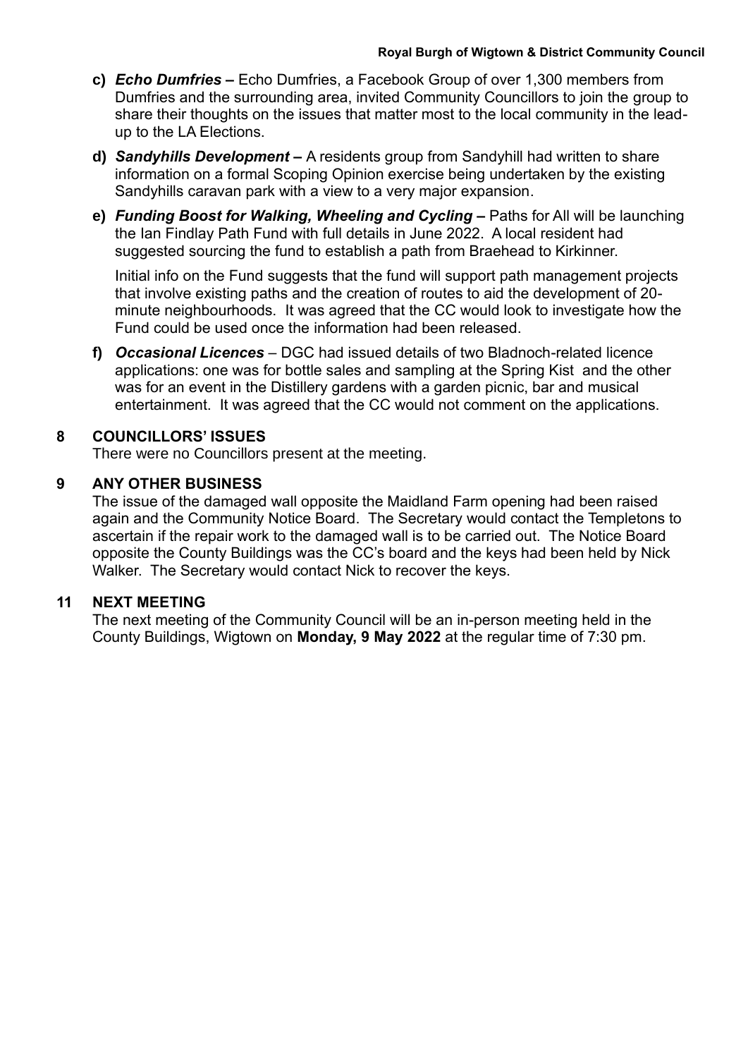c) ***Echo Dumfries –*** Echo Dumfries, a Facebook Group of over 1,300 members from Dumfries and the surrounding area, invited Community Councillors to join the group to share their thoughts on the issues that matter most to the local community in the lead-up to the LA Elections.

d) ***Sandyhills Development –*** A residents group from Sandyhill had written to share information on a formal Scoping Opinion exercise being undertaken by the existing Sandyhills caravan park with a view to a very major expansion.

e) ***Funding Boost for Walking, Wheeling and Cycling –*** Paths for All will be launching the Ian Findlay Path Fund with full details in June 2022. A local resident had suggested sourcing the fund to establish a path from Braehead to Kirkinner.

   Initial info on the Fund suggests that the fund will support path management projects that involve existing paths and the creation of routes to aid the development of 20-minute neighbourhoods. It was agreed that the CC would look to investigate how the Fund could be used once the information had been released.

f) ***Occasional Licences*** – DGC had issued details of two Bladnoch-related licence applications: one was for bottle sales and sampling at the Spring Kist and the other was for an event in the Distillery gardens with a garden picnic, bar and musical entertainment. It was agreed that the CC would not comment on the applications.

## 8 COUNCILLORS' ISSUES

There were no Councillors present at the meeting.

## 9 ANY OTHER BUSINESS

The issue of the damaged wall opposite the Maidland Farm opening had been raised again and the Community Notice Board. The Secretary would contact the Templetons to ascertain if the repair work to the damaged wall is to be carried out. The Notice Board opposite the County Buildings was the CC's board and the keys had been held by Nick Walker. The Secretary would contact Nick to recover the keys.

## 11 NEXT MEETING

The next meeting of the Community Council will be an in-person meeting held in the County Buildings, Wigtown on **Monday, 9 May 2022** at the regular time of 7:30 pm.